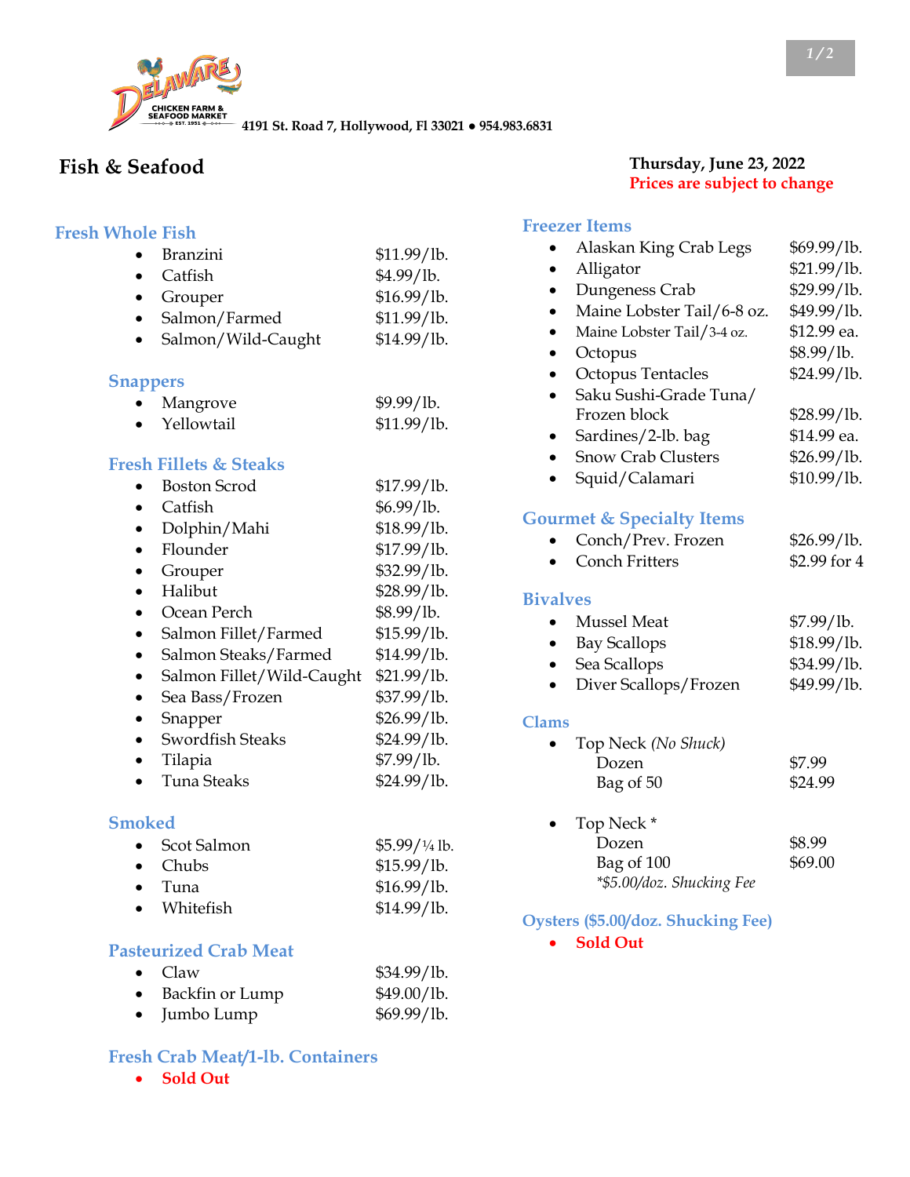**DELAWARE CHICKEN FARM & SEAFOOD MARKET** EST. 1951

4191 St. Road 7, Hollywood, Fl 33021 • 954.983.6831

# Fish & Seafood

**Thursday, June 23, 2022**

**Prices are subject to change**

## Fresh Whole Fish

- Branzini $11.99/lb.
- Catfish $4.99/lb.
- Grouper $16.99/lb.
- Salmon/Farmed $11.99/lb.
- Salmon/Wild-Caught $14.99/lb.

### Snappers

- Mangrove $9.99/lb.
- Yellowtail $11.99/lb.

### Fresh Fillets & Steaks

- Boston Scrod $17.99/lb.
- Catfish $6.99/lb.
- Dolphin/Mahi $18.99/lb.
- Flounder $17.99/lb.
- Grouper $32.99/lb.
- Halibut $28.99/lb.
- Ocean Perch $8.99/lb.
- Salmon Fillet/Farmed $15.99/lb.
- Salmon Steaks/Farmed $14.99/lb.
- Salmon Fillet/Wild-Caught $21.99/lb.
- Sea Bass/Frozen $37.99/lb.
- Snapper $26.99/lb.
- Swordfish Steaks $24.99/lb.
- Tilapia $7.99/lb.
- Tuna Steaks $24.99/lb.

### Smoked

- Scot Salmon $5.99/¼ lb.
- Chubs $15.99/lb.
- Tuna $16.99/lb.
- Whitefish $14.99/lb.

### Pasteurized Crab Meat

- Claw $34.99/lb.
- Backfin or Lump $49.00/lb.
- Jumbo Lump $69.99/lb.

### Fresh Crab Meat/1-lb. Containers

- Sold Out

## Freezer Items

- Alaskan King Crab Legs $69.99/lb.
- Alligator $21.99/lb.
- Dungeness Crab $29.99/lb.
- Maine Lobster Tail/6-8 oz. $49.99/lb.
- Maine Lobster Tail/3-4 oz. $12.99 ea.
- Octopus $8.99/lb.
- Octopus Tentacles $24.99/lb.
- Saku Sushi-Grade Tuna/ Frozen block $28.99/lb.
- Sardines/2-lb. bag $14.99 ea.
- Snow Crab Clusters $26.99/lb.
- Squid/Calamari $10.99/lb.

## Gourmet & Specialty Items

- Conch/Prev. Frozen $26.99/lb.
- Conch Fritters $2.99 for 4

## Bivalves

- Mussel Meat $7.99/lb.
- Bay Scallops $18.99/lb.
- Sea Scallops $34.99/lb.
- Diver Scallops/Frozen $49.99/lb.

## Clams

- Top Neck *(No Shuck)*
  - Dozen $7.99
  - Bag of 50 $24.99
- Top Neck *
  - Dozen $8.99
  - Bag of 100 $69.00
  - *\*$5.00/doz. Shucking Fee*

## Oysters ($5.00/doz. Shucking Fee)

- Sold Out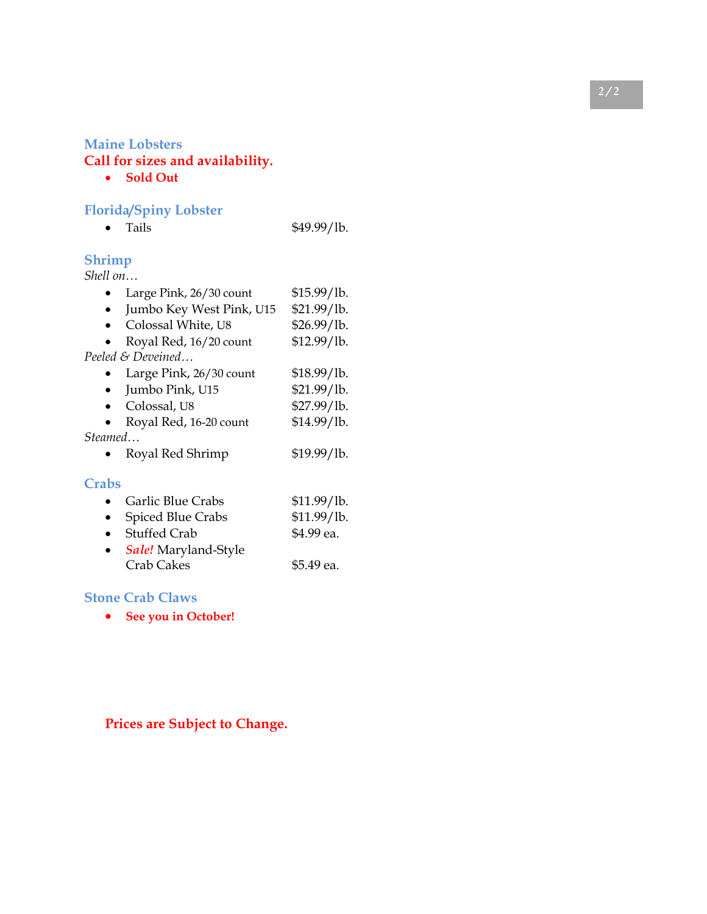## Maine Lobsters

**Call for sizes and availability.**

- **Sold Out**

## Florida/Spiny Lobster

- Tails $49.99/lb.

## Shrimp

*Shell on…*

- Large Pink, 26/30 count $15.99/lb.
- Jumbo Key West Pink, U15 $21.99/lb.
- Colossal White, U8 $26.99/lb.
- Royal Red, 16/20 count $12.99/lb.

*Peeled & Deveined…*

- Large Pink, 26/30 count $18.99/lb.
- Jumbo Pink, U15 $21.99/lb.
- Colossal, U8 $27.99/lb.
- Royal Red, 16-20 count $14.99/lb.

*Steamed…*

- Royal Red Shrimp $19.99/lb.

## Crabs

- Garlic Blue Crabs $11.99/lb.
- Spiced Blue Crabs $11.99/lb.
- Stuffed Crab $4.99 ea.
- ***Sale!*** Maryland-Style Crab Cakes $5.49 ea.

## Stone Crab Claws

- **See you in October!**

**Prices are Subject to Change.**